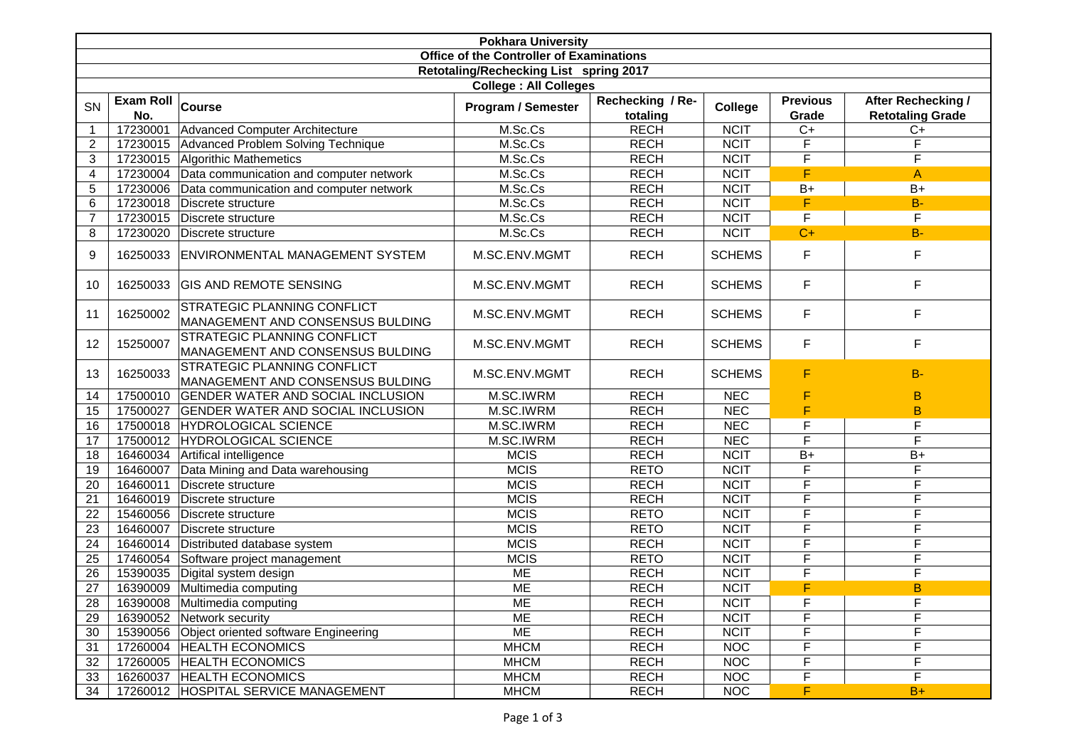# Pokhara University

## Office of the Controller of Examinations

### Retotaling/Rechecking List spring 2017

### College : All Colleges

| SN | Exam Roll No. | Course | Program / Semester | Rechecking / Re-totaling | College | Previous Grade | After Rechecking / Retotaling Grade |
|---|---|---|---|---|---|---|---|
| 1 | 17230001 | Advanced Computer Architecture | M.Sc.Cs | RECH | NCIT | C+ | C+ |
| 2 | 17230015 | Advanced Problem Solving Technique | M.Sc.Cs | RECH | NCIT | F | F |
| 3 | 17230015 | Algorithic Mathemetics | M.Sc.Cs | RECH | NCIT | F | F |
| 4 | 17230004 | Data communication and computer network | M.Sc.Cs | RECH | NCIT | F | A |
| 5 | 17230006 | Data communication and computer network | M.Sc.Cs | RECH | NCIT | B+ | B+ |
| 6 | 17230018 | Discrete structure | M.Sc.Cs | RECH | NCIT | F | B- |
| 7 | 17230015 | Discrete structure | M.Sc.Cs | RECH | NCIT | F | F |
| 8 | 17230020 | Discrete structure | M.Sc.Cs | RECH | NCIT | C+ | B- |
| 9 | 16250033 | ENVIRONMENTAL MANAGEMENT SYSTEM | M.SC.ENV.MGMT | RECH | SCHEMS | F | F |
| 10 | 16250033 | GIS AND REMOTE SENSING | M.SC.ENV.MGMT | RECH | SCHEMS | F | F |
| 11 | 16250002 | STRATEGIC PLANNING CONFLICT MANAGEMENT AND CONSENSUS BULDING | M.SC.ENV.MGMT | RECH | SCHEMS | F | F |
| 12 | 15250007 | STRATEGIC PLANNING CONFLICT MANAGEMENT AND CONSENSUS BULDING | M.SC.ENV.MGMT | RECH | SCHEMS | F | F |
| 13 | 16250033 | STRATEGIC PLANNING CONFLICT MANAGEMENT AND CONSENSUS BULDING | M.SC.ENV.MGMT | RECH | SCHEMS | F | B- |
| 14 | 17500010 | GENDER WATER AND SOCIAL INCLUSION | M.SC.IWRM | RECH | NEC | F | B |
| 15 | 17500027 | GENDER WATER AND SOCIAL INCLUSION | M.SC.IWRM | RECH | NEC | F | B |
| 16 | 17500018 | HYDROLOGICAL SCIENCE | M.SC.IWRM | RECH | NEC | F | F |
| 17 | 17500012 | HYDROLOGICAL SCIENCE | M.SC.IWRM | RECH | NEC | F | F |
| 18 | 16460034 | Artifical intelligence | MCIS | RECH | NCIT | B+ | B+ |
| 19 | 16460007 | Data Mining and Data warehousing | MCIS | RETO | NCIT | F | F |
| 20 | 16460011 | Discrete structure | MCIS | RECH | NCIT | F | F |
| 21 | 16460019 | Discrete structure | MCIS | RECH | NCIT | F | F |
| 22 | 15460056 | Discrete structure | MCIS | RETO | NCIT | F | F |
| 23 | 16460007 | Discrete structure | MCIS | RETO | NCIT | F | F |
| 24 | 16460014 | Distributed database system | MCIS | RECH | NCIT | F | F |
| 25 | 17460054 | Software project management | MCIS | RETO | NCIT | F | F |
| 26 | 15390035 | Digital system design | ME | RECH | NCIT | F | F |
| 27 | 16390009 | Multimedia computing | ME | RECH | NCIT | F | B |
| 28 | 16390008 | Multimedia computing | ME | RECH | NCIT | F | F |
| 29 | 16390052 | Network security | ME | RECH | NCIT | F | F |
| 30 | 15390056 | Object oriented software Engineering | ME | RECH | NCIT | F | F |
| 31 | 17260004 | HEALTH ECONOMICS | MHCM | RECH | NOC | F | F |
| 32 | 17260005 | HEALTH ECONOMICS | MHCM | RECH | NOC | F | F |
| 33 | 16260037 | HEALTH ECONOMICS | MHCM | RECH | NOC | F | F |
| 34 | 17260012 | HOSPITAL SERVICE MANAGEMENT | MHCM | RECH | NOC | F | B+ |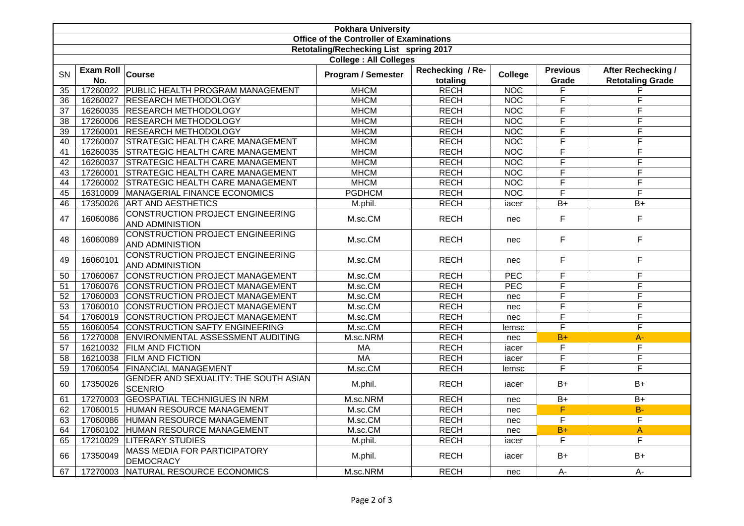# Pokhara University

## Office of the Controller of Examinations

### Retotaling/Rechecking List spring 2017

**College : All Colleges**

| SN | Exam Roll No. | Course | Program / Semester | Rechecking / Re-totaling | College | Previous Grade | After Rechecking / Retotaling Grade |
|---|---|---|---|---|---|---|---|
| 35 | 17260022 | PUBLIC HEALTH PROGRAM MANAGEMENT | MHCM | RECH | NOC | F | F |
| 36 | 16260027 | RESEARCH METHODOLOGY | MHCM | RECH | NOC | F | F |
| 37 | 16260035 | RESEARCH METHODOLOGY | MHCM | RECH | NOC | F | F |
| 38 | 17260006 | RESEARCH METHODOLOGY | MHCM | RECH | NOC | F | F |
| 39 | 17260001 | RESEARCH METHODOLOGY | MHCM | RECH | NOC | F | F |
| 40 | 17260007 | STRATEGIC HEALTH CARE MANAGEMENT | MHCM | RECH | NOC | F | F |
| 41 | 16260035 | STRATEGIC HEALTH CARE MANAGEMENT | MHCM | RECH | NOC | F | F |
| 42 | 16260037 | STRATEGIC HEALTH CARE MANAGEMENT | MHCM | RECH | NOC | F | F |
| 43 | 17260001 | STRATEGIC HEALTH CARE MANAGEMENT | MHCM | RECH | NOC | F | F |
| 44 | 17260002 | STRATEGIC HEALTH CARE MANAGEMENT | MHCM | RECH | NOC | F | F |
| 45 | 16310009 | MANAGERIAL FINANCE ECONOMICS | PGDHCM | RECH | NOC | F | F |
| 46 | 17350026 | ART AND AESTHETICS | M.phil. | RECH | iacer | B+ | B+ |
| 47 | 16060086 | CONSTRUCTION PROJECT ENGINEERING AND ADMINISTION | M.sc.CM | RECH | nec | F | F |
| 48 | 16060089 | CONSTRUCTION PROJECT ENGINEERING AND ADMINISTION | M.sc.CM | RECH | nec | F | F |
| 49 | 16060101 | CONSTRUCTION PROJECT ENGINEERING AND ADMINISTION | M.sc.CM | RECH | nec | F | F |
| 50 | 17060067 | CONSTRUCTION PROJECT MANAGEMENT | M.sc.CM | RECH | PEC | F | F |
| 51 | 17060076 | CONSTRUCTION PROJECT MANAGEMENT | M.sc.CM | RECH | PEC | F | F |
| 52 | 17060003 | CONSTRUCTION PROJECT MANAGEMENT | M.sc.CM | RECH | nec | F | F |
| 53 | 17060010 | CONSTRUCTION PROJECT MANAGEMENT | M.sc.CM | RECH | nec | F | F |
| 54 | 17060019 | CONSTRUCTION PROJECT MANAGEMENT | M.sc.CM | RECH | nec | F | F |
| 55 | 16060054 | CONSTRUCTION SAFTY ENGINEERING | M.sc.CM | RECH | lemsc | F | F |
| 56 | 17270008 | ENVIRONMENTAL ASSESSMENT AUDITING | M.sc.NRM | RECH | nec | B+ | A- |
| 57 | 16210032 | FILM AND FICTION | MA | RECH | iacer | F | F |
| 58 | 16210038 | FILM AND FICTION | MA | RECH | iacer | F | F |
| 59 | 17060054 | FINANCIAL MANAGEMENT | M.sc.CM | RECH | lemsc | F | F |
| 60 | 17350026 | GENDER AND SEXUALITY: THE SOUTH ASIAN SCENRIO | M.phil. | RECH | iacer | B+ | B+ |
| 61 | 17270003 | GEOSPATIAL TECHNIGUES IN NRM | M.sc.NRM | RECH | nec | B+ | B+ |
| 62 | 17060015 | HUMAN RESOURCE MANAGEMENT | M.sc.CM | RECH | nec | F | B- |
| 63 | 17060086 | HUMAN RESOURCE MANAGEMENT | M.sc.CM | RECH | nec | F | F |
| 64 | 17060102 | HUMAN RESOURCE MANAGEMENT | M.sc.CM | RECH | nec | B+ | A |
| 65 | 17210029 | LITERARY STUDIES | M.phil. | RECH | iacer | F | F |
| 66 | 17350049 | MASS MEDIA FOR PARTICIPATORY DEMOCRACY | M.phil. | RECH | iacer | B+ | B+ |
| 67 | 17270003 | NATURAL RESOURCE ECONOMICS | M.sc.NRM | RECH | nec | A- | A- |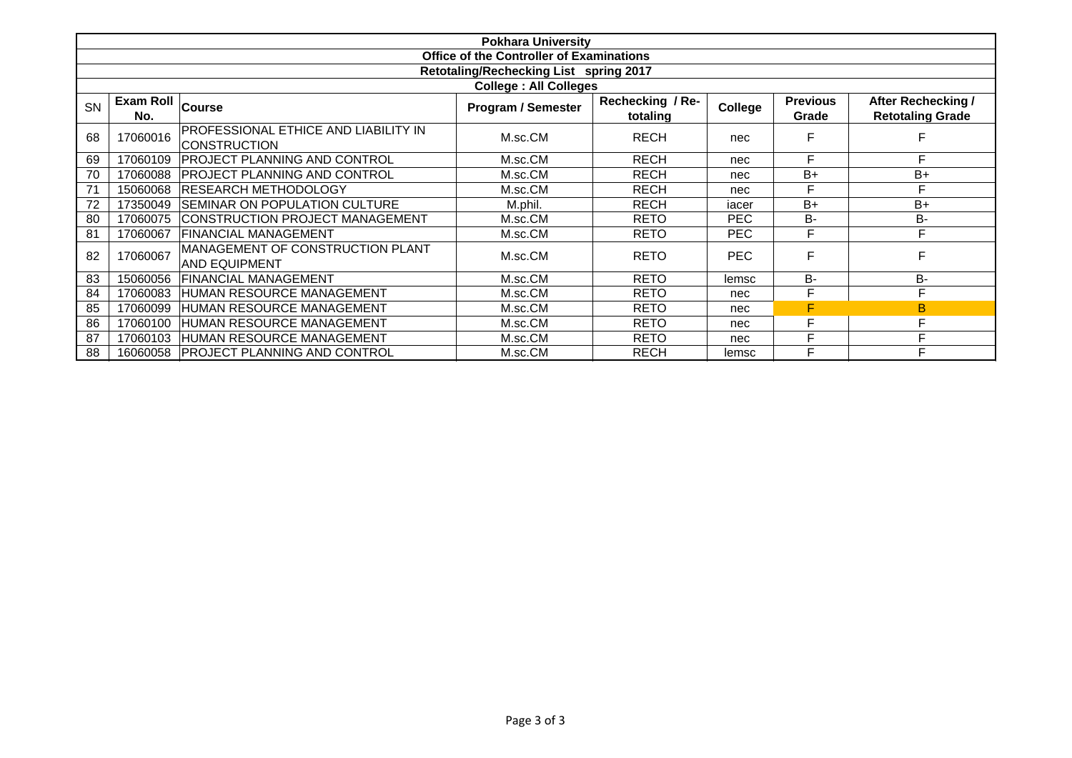| Pokhara University | | | | | | | |
|---|---|---|---|---|---|---|---|
| Office of the Controller of Examinations | | | | | | | |
| Retotaling/Rechecking List spring 2017 | | | | | | | |
| College : All Colleges | | | | | | | |
| **SN** | **Exam Roll No.** | **Course** | **Program / Semester** | **Rechecking / Re-totaling** | **College** | **Previous Grade** | **After Rechecking / Retotaling Grade** |
| 68 | 17060016 | PROFESSIONAL ETHICE AND LIABILITY IN CONSTRUCTION | M.sc.CM | RECH | nec | F | F |
| 69 | 17060109 | PROJECT PLANNING AND CONTROL | M.sc.CM | RECH | nec | F | F |
| 70 | 17060088 | PROJECT PLANNING AND CONTROL | M.sc.CM | RECH | nec | B+ | B+ |
| 71 | 15060068 | RESEARCH METHODOLOGY | M.sc.CM | RECH | nec | F | F |
| 72 | 17350049 | SEMINAR ON POPULATION CULTURE | M.phil. | RECH | iacer | B+ | B+ |
| 80 | 17060075 | CONSTRUCTION PROJECT MANAGEMENT | M.sc.CM | RETO | PEC | B- | B- |
| 81 | 17060067 | FINANCIAL MANAGEMENT | M.sc.CM | RETO | PEC | F | F |
| 82 | 17060067 | MANAGEMENT OF CONSTRUCTION PLANT AND EQUIPMENT | M.sc.CM | RETO | PEC | F | F |
| 83 | 15060056 | FINANCIAL MANAGEMENT | M.sc.CM | RETO | lemsc | B- | B- |
| 84 | 17060083 | HUMAN RESOURCE MANAGEMENT | M.sc.CM | RETO | nec | F | F |
| 85 | 17060099 | HUMAN RESOURCE MANAGEMENT | M.sc.CM | RETO | nec | F | B |
| 86 | 17060100 | HUMAN RESOURCE MANAGEMENT | M.sc.CM | RETO | nec | F | F |
| 87 | 17060103 | HUMAN RESOURCE MANAGEMENT | M.sc.CM | RETO | nec | F | F |
| 88 | 16060058 | PROJECT PLANNING AND CONTROL | M.sc.CM | RECH | lemsc | F | F |